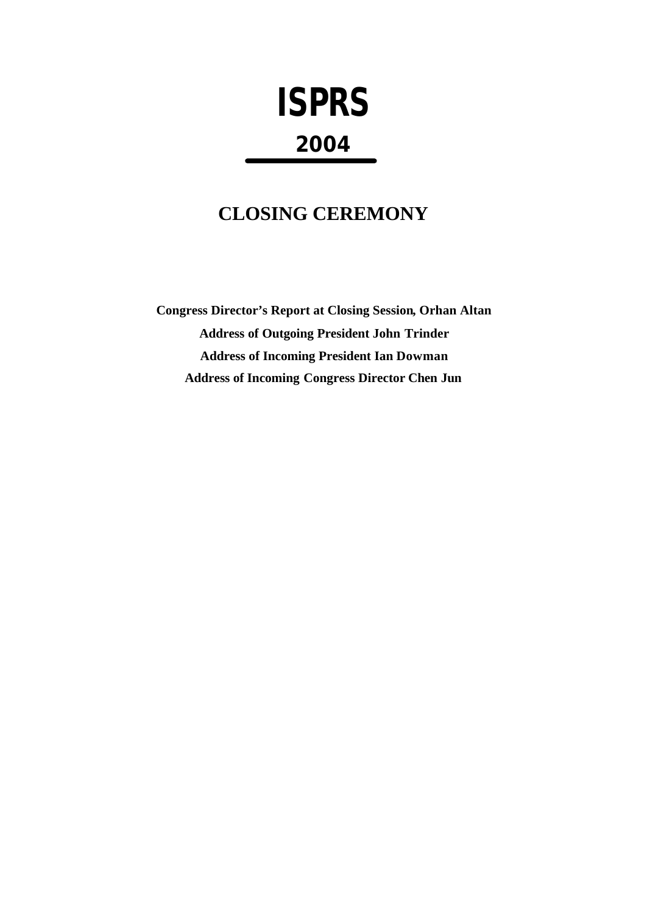# ISPRS

## 2004

## CLOSING CEREMONY

**Congress Director's Report at Closing Session, Orhan Altan**

**Address of Outgoing President John Trinder**

**Address of Incoming President Ian Dowman**

**Address of Incoming Congress Director Chen Jun**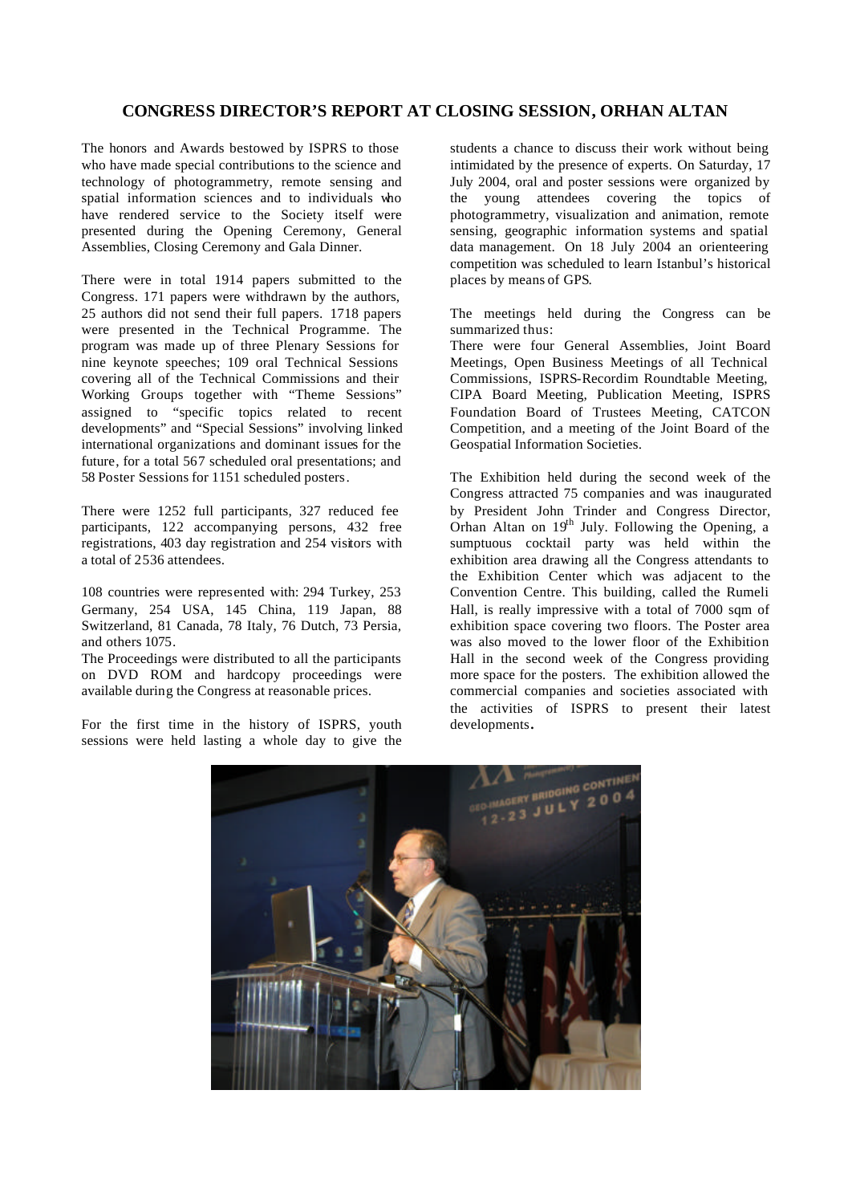## CONGRESS DIRECTOR'S REPORT AT CLOSING SESSION, ORHAN ALTAN

The honors and Awards bestowed by ISPRS to those who have made special contributions to the science and technology of photogrammetry, remote sensing and spatial information sciences and to individuals who have rendered service to the Society itself were presented during the Opening Ceremony, General Assemblies, Closing Ceremony and Gala Dinner.

There were in total 1914 papers submitted to the Congress. 171 papers were withdrawn by the authors, 25 authors did not send their full papers. 1718 papers were presented in the Technical Programme. The program was made up of three Plenary Sessions for nine keynote speeches; 109 oral Technical Sessions covering all of the Technical Commissions and their Working Groups together with "Theme Sessions" assigned to "specific topics related to recent developments" and "Special Sessions" involving linked international organizations and dominant issues for the future, for a total 567 scheduled oral presentations; and 58 Poster Sessions for 1151 scheduled posters.

There were 1252 full participants, 327 reduced fee participants, 122 accompanying persons, 432 free registrations, 403 day registration and 254 visitors with a total of 2536 attendees.

108 countries were represented with: 294 Turkey, 253 Germany, 254 USA, 145 China, 119 Japan, 88 Switzerland, 81 Canada, 78 Italy, 76 Dutch, 73 Persia, and others 1075.

The Proceedings were distributed to all the participants on DVD ROM and hardcopy proceedings were available during the Congress at reasonable prices.

For the first time in the history of ISPRS, youth sessions were held lasting a whole day to give the students a chance to discuss their work without being intimidated by the presence of experts. On Saturday, 17 July 2004, oral and poster sessions were organized by the young attendees covering the topics of photogrammetry, visualization and animation, remote sensing, geographic information systems and spatial data management. On 18 July 2004 an orienteering competition was scheduled to learn Istanbul's historical places by means of GPS.

The meetings held during the Congress can be summarized thus:

There were four General Assemblies, Joint Board Meetings, Open Business Meetings of all Technical Commissions, ISPRS-Recordim Roundtable Meeting, CIPA Board Meeting, Publication Meeting, ISPRS Foundation Board of Trustees Meeting, CATCON Competition, and a meeting of the Joint Board of the Geospatial Information Societies.

The Exhibition held during the second week of the Congress attracted 75 companies and was inaugurated by President John Trinder and Congress Director, Orhan Altan on 19th July. Following the Opening, a sumptuous cocktail party was held within the exhibition area drawing all the Congress attendants to the Exhibition Center which was adjacent to the Convention Centre. This building, called the Rumeli Hall, is really impressive with a total of 7000 sqm of exhibition space covering two floors. The Poster area was also moved to the lower floor of the Exhibition Hall in the second week of the Congress providing more space for the posters. The exhibition allowed the commercial companies and societies associated with the activities of ISPRS to present their latest developments.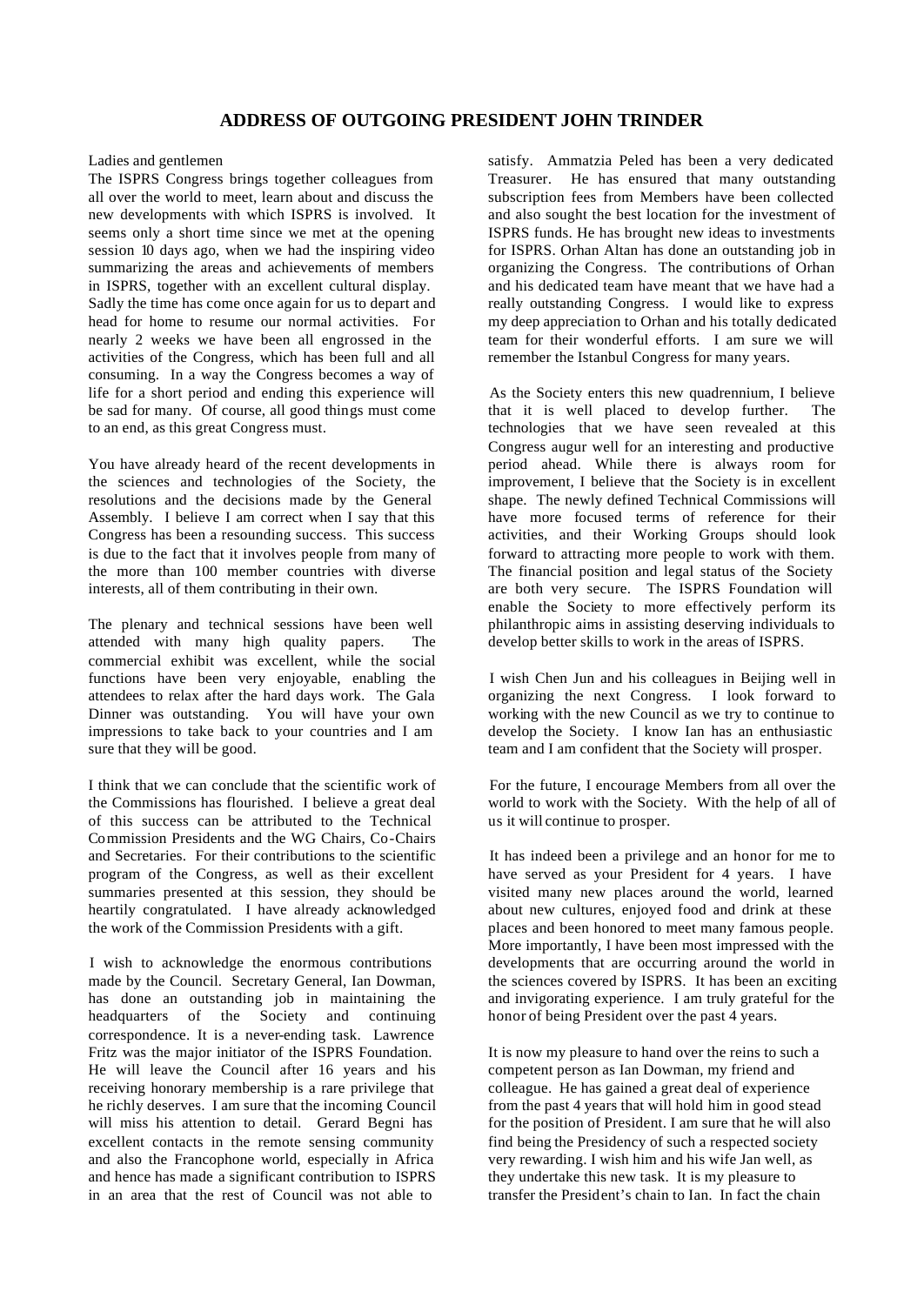## ADDRESS OF OUTGOING PRESIDENT JOHN TRINDER

Ladies and gentlemen

The ISPRS Congress brings together colleagues from all over the world to meet, learn about and discuss the new developments with which ISPRS is involved. It seems only a short time since we met at the opening session 10 days ago, when we had the inspiring video summarizing the areas and achievements of members in ISPRS, together with an excellent cultural display. Sadly the time has come once again for us to depart and head for home to resume our normal activities. For nearly 2 weeks we have been all engrossed in the activities of the Congress, which has been full and all consuming. In a way the Congress becomes a way of life for a short period and ending this experience will be sad for many. Of course, all good things must come to an end, as this great Congress must.

You have already heard of the recent developments in the sciences and technologies of the Society, the resolutions and the decisions made by the General Assembly. I believe I am correct when I say that this Congress has been a resounding success. This success is due to the fact that it involves people from many of the more than 100 member countries with diverse interests, all of them contributing in their own.

The plenary and technical sessions have been well attended with many high quality papers. The commercial exhibit was excellent, while the social functions have been very enjoyable, enabling the attendees to relax after the hard days work. The Gala Dinner was outstanding. You will have your own impressions to take back to your countries and I am sure that they will be good.

I think that we can conclude that the scientific work of the Commissions has flourished. I believe a great deal of this success can be attributed to the Technical Commission Presidents and the WG Chairs, Co-Chairs and Secretaries. For their contributions to the scientific program of the Congress, as well as their excellent summaries presented at this session, they should be heartily congratulated. I have already acknowledged the work of the Commission Presidents with a gift.

I wish to acknowledge the enormous contributions made by the Council. Secretary General, Ian Dowman, has done an outstanding job in maintaining the headquarters of the Society and continuing correspondence. It is a never-ending task. Lawrence Fritz was the major initiator of the ISPRS Foundation. He will leave the Council after 16 years and his receiving honorary membership is a rare privilege that he richly deserves. I am sure that the incoming Council will miss his attention to detail. Gerard Begni has excellent contacts in the remote sensing community and also the Francophone world, especially in Africa and hence has made a significant contribution to ISPRS in an area that the rest of Council was not able to satisfy. Ammatzia Peled has been a very dedicated Treasurer. He has ensured that many outstanding subscription fees from Members have been collected and also sought the best location for the investment of ISPRS funds. He has brought new ideas to investments for ISPRS. Orhan Altan has done an outstanding job in organizing the Congress. The contributions of Orhan and his dedicated team have meant that we have had a really outstanding Congress. I would like to express my deep appreciation to Orhan and his totally dedicated team for their wonderful efforts. I am sure we will remember the Istanbul Congress for many years.

As the Society enters this new quadrennium, I believe that it is well placed to develop further. The technologies that we have seen revealed at this Congress augur well for an interesting and productive period ahead. While there is always room for improvement, I believe that the Society is in excellent shape. The newly defined Technical Commissions will have more focused terms of reference for their activities, and their Working Groups should look forward to attracting more people to work with them. The financial position and legal status of the Society are both very secure. The ISPRS Foundation will enable the Society to more effectively perform its philanthropic aims in assisting deserving individuals to develop better skills to work in the areas of ISPRS.

I wish Chen Jun and his colleagues in Beijing well in organizing the next Congress. I look forward to working with the new Council as we try to continue to develop the Society. I know Ian has an enthusiastic team and I am confident that the Society will prosper.

For the future, I encourage Members from all over the world to work with the Society. With the help of all of us it will continue to prosper.

It has indeed been a privilege and an honor for me to have served as your President for 4 years. I have visited many new places around the world, learned about new cultures, enjoyed food and drink at these places and been honored to meet many famous people. More importantly, I have been most impressed with the developments that are occurring around the world in the sciences covered by ISPRS. It has been an exciting and invigorating experience. I am truly grateful for the honor of being President over the past 4 years.

It is now my pleasure to hand over the reins to such a competent person as Ian Dowman, my friend and colleague. He has gained a great deal of experience from the past 4 years that will hold him in good stead for the position of President. I am sure that he will also find being the Presidency of such a respected society very rewarding. I wish him and his wife Jan well, as they undertake this new task. It is my pleasure to transfer the President's chain to Ian. In fact the chain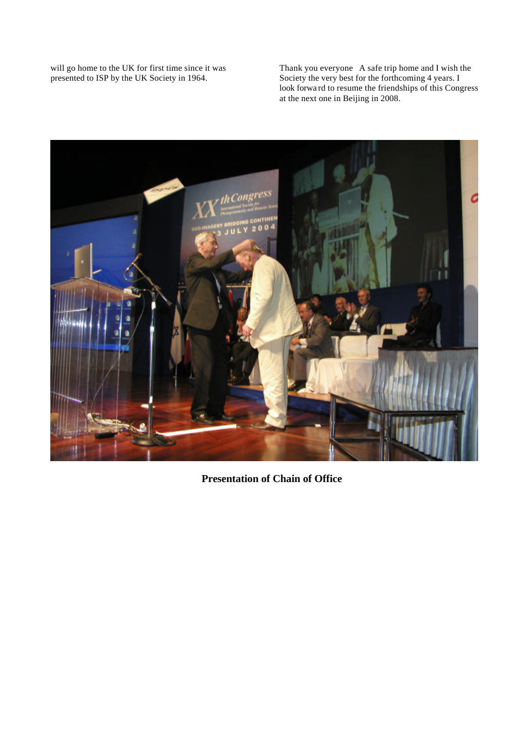will go home to the UK for first time since it was presented to ISP by the UK Society in 1964.

Thank you everyone A safe trip home and I wish the Society the very best for the forthcoming 4 years. I look forwa rd to resume the friendships of this Congress at the next one in Beijing in 2008.

**Presentation of Chain of Office**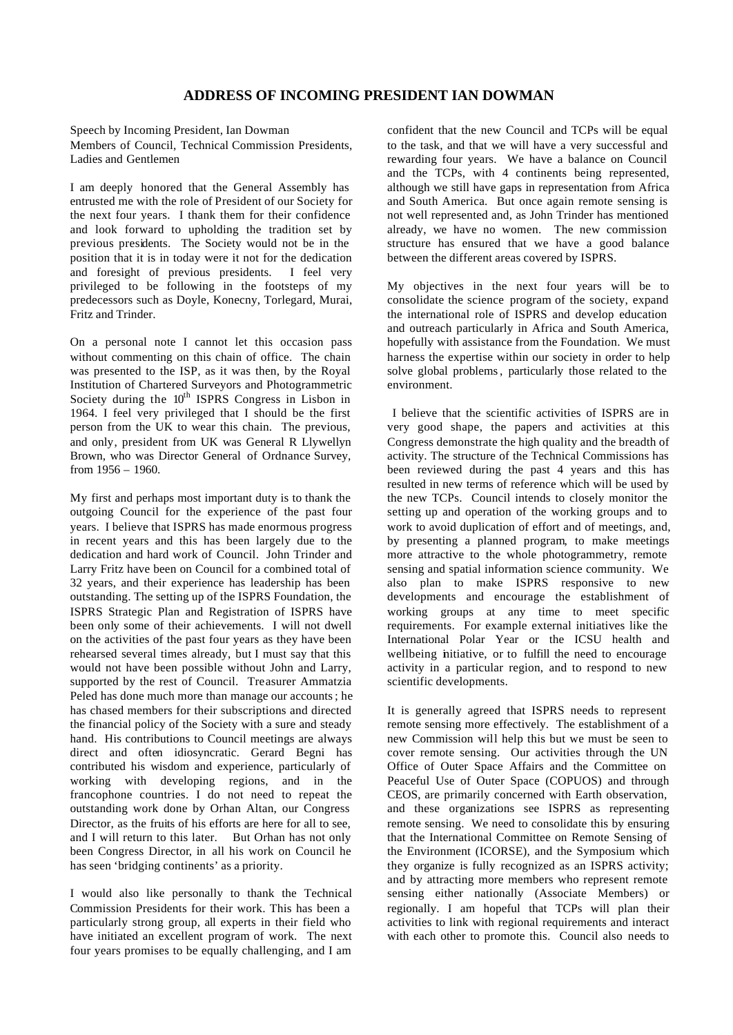# ADDRESS OF INCOMING PRESIDENT IAN DOWMAN

Speech by Incoming President, Ian Dowman
Members of Council, Technical Commission Presidents, Ladies and Gentlemen

I am deeply honored that the General Assembly has entrusted me with the role of President of our Society for the next four years. I thank them for their confidence and look forward to upholding the tradition set by previous presidents. The Society would not be in the position that it is in today were it not for the dedication and foresight of previous presidents. I feel very privileged to be following in the footsteps of my predecessors such as Doyle, Konecny, Torlegard, Murai, Fritz and Trinder.

On a personal note I cannot let this occasion pass without commenting on this chain of office. The chain was presented to the ISP, as it was then, by the Royal Institution of Chartered Surveyors and Photogrammetric Society during the 10th ISPRS Congress in Lisbon in 1964. I feel very privileged that I should be the first person from the UK to wear this chain. The previous, and only, president from UK was General R Llywellyn Brown, who was Director General of Ordnance Survey, from 1956 – 1960.

My first and perhaps most important duty is to thank the outgoing Council for the experience of the past four years. I believe that ISPRS has made enormous progress in recent years and this has been largely due to the dedication and hard work of Council. John Trinder and Larry Fritz have been on Council for a combined total of 32 years, and their experience has leadership has been outstanding. The setting up of the ISPRS Foundation, the ISPRS Strategic Plan and Registration of ISPRS have been only some of their achievements. I will not dwell on the activities of the past four years as they have been rehearsed several times already, but I must say that this would not have been possible without John and Larry, supported by the rest of Council. Treasurer Ammatzia Peled has done much more than manage our accounts; he has chased members for their subscriptions and directed the financial policy of the Society with a sure and steady hand. His contributions to Council meetings are always direct and often idiosyncratic. Gerard Begni has contributed his wisdom and experience, particularly of working with developing regions, and in the francophone countries. I do not need to repeat the outstanding work done by Orhan Altan, our Congress Director, as the fruits of his efforts are here for all to see, and I will return to this later. But Orhan has not only been Congress Director, in all his work on Council he has seen 'bridging continents' as a priority.

I would also like personally to thank the Technical Commission Presidents for their work. This has been a particularly strong group, all experts in their field who have initiated an excellent program of work. The next four years promises to be equally challenging, and I am confident that the new Council and TCPs will be equal to the task, and that we will have a very successful and rewarding four years. We have a balance on Council and the TCPs, with 4 continents being represented, although we still have gaps in representation from Africa and South America. But once again remote sensing is not well represented and, as John Trinder has mentioned already, we have no women. The new commission structure has ensured that we have a good balance between the different areas covered by ISPRS.

My objectives in the next four years will be to consolidate the science program of the society, expand the international role of ISPRS and develop education and outreach particularly in Africa and South America, hopefully with assistance from the Foundation. We must harness the expertise within our society in order to help solve global problems, particularly those related to the environment.

I believe that the scientific activities of ISPRS are in very good shape, the papers and activities at this Congress demonstrate the high quality and the breadth of activity. The structure of the Technical Commissions has been reviewed during the past 4 years and this has resulted in new terms of reference which will be used by the new TCPs. Council intends to closely monitor the setting up and operation of the working groups and to work to avoid duplication of effort and of meetings, and, by presenting a planned program, to make meetings more attractive to the whole photogrammetry, remote sensing and spatial information science community. We also plan to make ISPRS responsive to new developments and encourage the establishment of working groups at any time to meet specific requirements. For example external initiatives like the International Polar Year or the ICSU health and wellbeing initiative, or to fulfill the need to encourage activity in a particular region, and to respond to new scientific developments.

It is generally agreed that ISPRS needs to represent remote sensing more effectively. The establishment of a new Commission will help this but we must be seen to cover remote sensing. Our activities through the UN Office of Outer Space Affairs and the Committee on Peaceful Use of Outer Space (COPUOS) and through CEOS, are primarily concerned with Earth observation, and these organizations see ISPRS as representing remote sensing. We need to consolidate this by ensuring that the International Committee on Remote Sensing of the Environment (ICORSE), and the Symposium which they organize is fully recognized as an ISPRS activity; and by attracting more members who represent remote sensing either nationally (Associate Members) or regionally. I am hopeful that TCPs will plan their activities to link with regional requirements and interact with each other to promote this. Council also needs to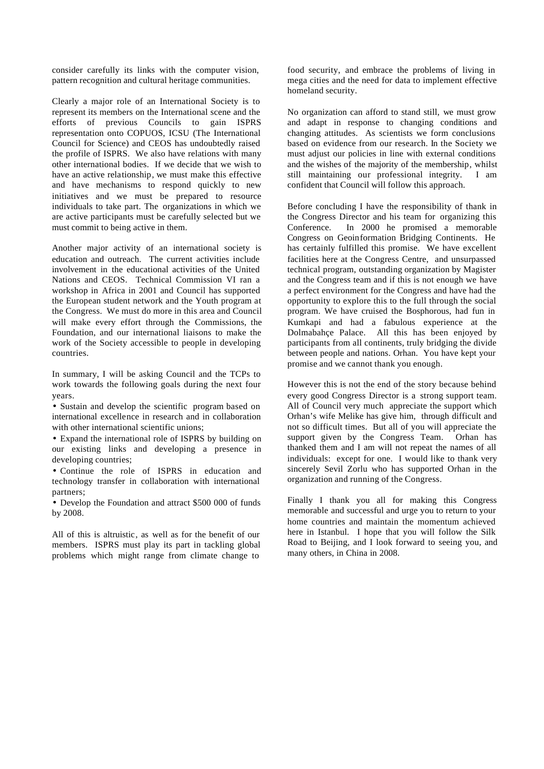consider carefully its links with the computer vision, pattern recognition and cultural heritage communities.

Clearly a major role of an International Society is to represent its members on the International scene and the efforts of previous Councils to gain ISPRS representation onto COPUOS, ICSU (The International Council for Science) and CEOS has undoubtedly raised the profile of ISPRS. We also have relations with many other international bodies. If we decide that we wish to have an active relationship, we must make this effective and have mechanisms to respond quickly to new initiatives and we must be prepared to resource individuals to take part. The organizations in which we are active participants must be carefully selected but we must commit to being active in them.

Another major activity of an international society is education and outreach. The current activities include involvement in the educational activities of the United Nations and CEOS. Technical Commission VI ran a workshop in Africa in 2001 and Council has supported the European student network and the Youth program at the Congress. We must do more in this area and Council will make every effort through the Commissions, the Foundation, and our international liaisons to make the work of the Society accessible to people in developing countries.

In summary, I will be asking Council and the TCPs to work towards the following goals during the next four years.

- Sustain and develop the scientific program based on international excellence in research and in collaboration with other international scientific unions;
- Expand the international role of ISPRS by building on our existing links and developing a presence in developing countries;
- Continue the role of ISPRS in education and technology transfer in collaboration with international partners;
- Develop the Foundation and attract $500 000 of funds by 2008.

All of this is altruistic, as well as for the benefit of our members. ISPRS must play its part in tackling global problems which might range from climate change to food security, and embrace the problems of living in mega cities and the need for data to implement effective homeland security.

No organization can afford to stand still, we must grow and adapt in response to changing conditions and changing attitudes. As scientists we form conclusions based on evidence from our research. In the Society we must adjust our policies in line with external conditions and the wishes of the majority of the membership, whilst still maintaining our professional integrity. I am confident that Council will follow this approach.

Before concluding I have the responsibility of thank in the Congress Director and his team for organizing this Conference. In 2000 he promised a memorable Congress on Geoinformation Bridging Continents. He has certainly fulfilled this promise. We have excellent facilities here at the Congress Centre, and unsurpassed technical program, outstanding organization by Magister and the Congress team and if this is not enough we have a perfect environment for the Congress and have had the opportunity to explore this to the full through the social program. We have cruised the Bosphorous, had fun in Kumkapi and had a fabulous experience at the Dolmabahçe Palace. All this has been enjoyed by participants from all continents, truly bridging the divide between people and nations. Orhan. You have kept your promise and we cannot thank you enough.

However this is not the end of the story because behind every good Congress Director is a strong support team. All of Council very much appreciate the support which Orhan's wife Melike has give him, through difficult and not so difficult times. But all of you will appreciate the support given by the Congress Team. Orhan has thanked them and I am will not repeat the names of all individuals: except for one. I would like to thank very sincerely Sevil Zorlu who has supported Orhan in the organization and running of the Congress.

Finally I thank you all for making this Congress memorable and successful and urge you to return to your home countries and maintain the momentum achieved here in Istanbul. I hope that you will follow the Silk Road to Beijing, and I look forward to seeing you, and many others, in China in 2008.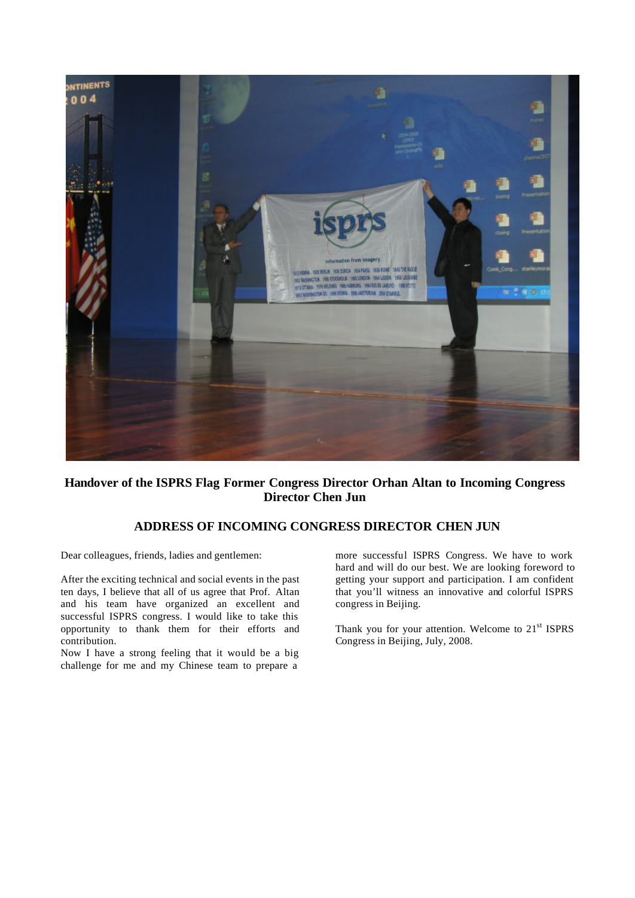**Handover of the ISPRS Flag Former Congress Director Orhan Altan to Incoming Congress Director Chen Jun**

## ADDRESS OF INCOMING CONGRESS DIRECTOR CHEN JUN

Dear colleagues, friends, ladies and gentlemen:

After the exciting technical and social events in the past ten days, I believe that all of us agree that Prof. Altan and his team have organized an excellent and successful ISPRS congress. I would like to take this opportunity to thank them for their efforts and contribution.

Now I have a strong feeling that it would be a big challenge for me and my Chinese team to prepare a more successful ISPRS Congress. We have to work hard and will do our best. We are looking foreword to getting your support and participation. I am confident that you'll witness an innovative and colorful ISPRS congress in Beijing.

Thank you for your attention. Welcome to 21st ISPRS Congress in Beijing, July, 2008.